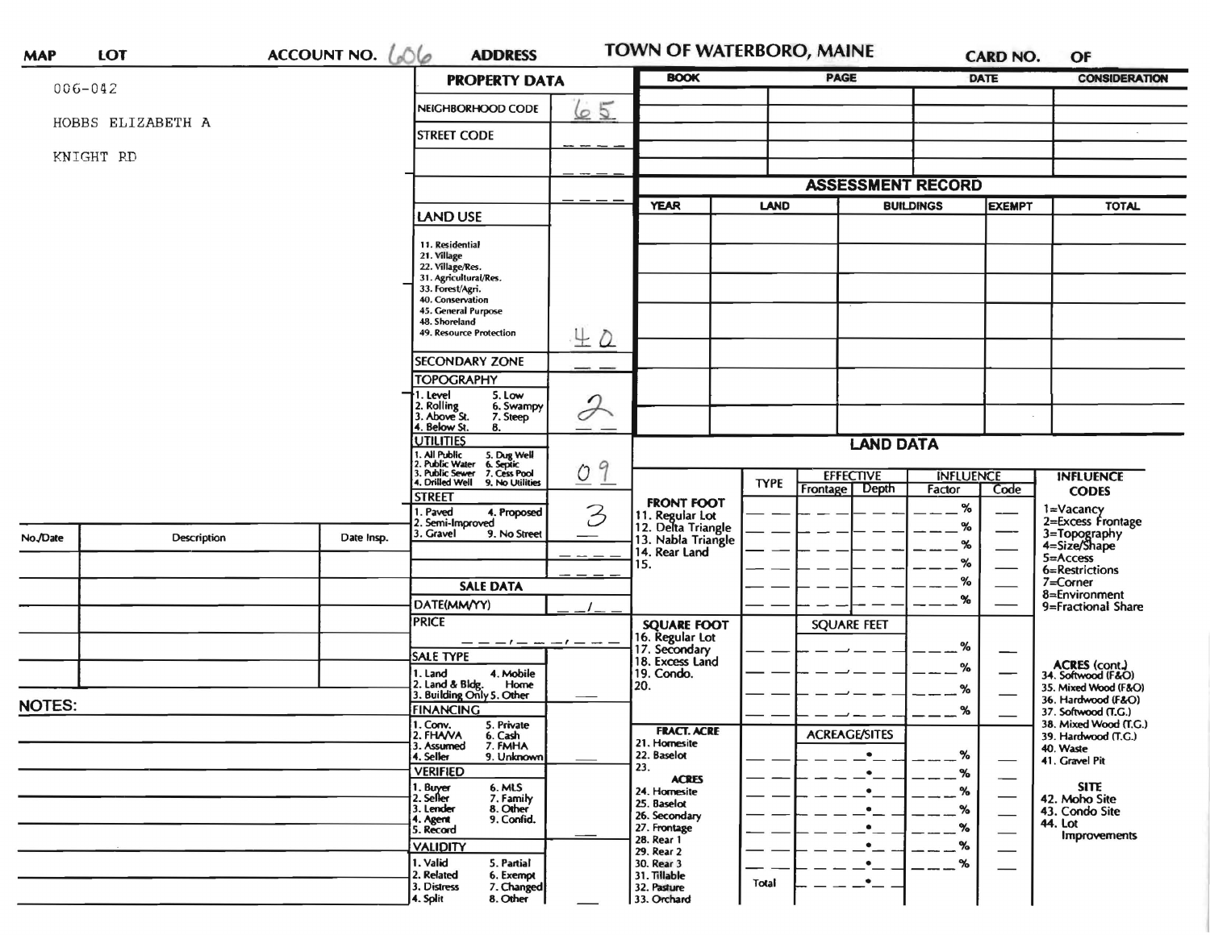MAP LOT ACCOUNT NO. 606 ADDRESS

# TOWN OF WATERBORO, MAINE

CARD NO. OF

006-042

HOBBS ELIZABETH A

KNIGHT RD

## PROPERTY DATA

| | |
|---|---|
| NEIGHBORHOOD CODE | 65 |
| STREET CODE | |
| LAND USE<br>11. Residential<br>21. Village<br>22. Village/Res.<br>31. Agricultural/Res.<br>33. Forest/Agri.<br>40. Conservation<br>45. General Purpose<br>48. Shoreland<br>49. Resource Protection | 40 |
| SECONDARY ZONE | |
| TOPOGRAPHY<br>1. Level 5. Low<br>2. Rolling 6. Swampy<br>3. Above St. 7. Steep<br>4. Below St. 8. | 2 |
| UTILITIES<br>1. All Public 5. Dug Well<br>2. Public Water 6. Septic<br>3. Public Sewer 7. Cess Pool<br>4. Drilled Well 9. No Utilities | 0 9 |
| STREET<br>1. Paved 4. Proposed<br>2. Semi-Improved<br>3. Gravel 9. No Street | 3 |

## SALE DATA

| | |
|---|---|
| DATE(MM/YY) | |
| PRICE | |
| SALE TYPE<br>1. Land 4. Mobile Home<br>2. Land & Bldg.<br>3. Building Only 5. Other | |
| FINANCING<br>1. Conv. 5. Private<br>2. FHA/VA 6. Cash<br>3. Assumed 7. FMHA<br>4. Seller 9. Unknown | |
| VERIFIED<br>1. Buyer 6. MLS<br>2. Seller 7. Family<br>3. Lender 8. Other<br>4. Agent 9. Confid.<br>5. Record | |
| VALIDITY<br>1. Valid 5. Partial<br>2. Related 6. Exempt<br>3. Distress 7. Changed<br>4. Split 8. Other | |

| BOOK | PAGE | DATE | CONSIDERATION |
|---|---|---|---|
| | | | |
| | | | |
| | | | |
| | | | |

## ASSESSMENT RECORD

| YEAR | LAND | BUILDINGS | EXEMPT | TOTAL |
|---|---|---|---|---|
| | | | | |
| | | | | |
| | | | | |
| | | | | |
| | | | | |
| | | | | |

## LAND DATA

| | TYPE | EFFECTIVE Frontage | EFFECTIVE Depth | INFLUENCE Factor | INFLUENCE Code |
|---|---|---|---|---|---|
| FRONT FOOT<br>11. Regular Lot<br>12. Delta Triangle<br>13. Nabla Triangle<br>14. Rear Land<br>15. | | | | % | |
| SQUARE FOOT<br>16. Regular Lot<br>17. Secondary<br>18. Excess Land<br>19. Condo.<br>20. | | SQUARE FEET | | % | |
| FRACT. ACRE<br>21. Homesite<br>22. Baselot<br>23.<br>ACRES<br>24. Homesite<br>25. Baselot<br>26. Secondary<br>27. Frontage<br>28. Rear 1<br>29. Rear 2<br>30. Rear 3<br>31. Tillable<br>32. Pasture<br>33. Orchard | Total | ACREAGE/SITES | | % | |

INFLUENCE CODES
1=Vacancy
2=Excess Frontage
3=Topography
4=Size/Shape
5=Access
6=Restrictions
7=Corner
8=Environment
9=Fractional Share

ACRES (cont.)
34. Softwood (F&O)
35. Mixed Wood (F&O)
36. Hardwood (F&O)
37. Softwood (T.G.)
38. Mixed Wood (T.G.)
39. Hardwood (T.G.)
40. Waste
41. Gravel Pit

SITE
42. Moho Site
43. Condo Site
44. Lot Improvements

| No./Date | Description | Date Insp. |
|---|---|---|
| | | |
| | | |
| | | |
| | | |
| | | |
| | | |

NOTES: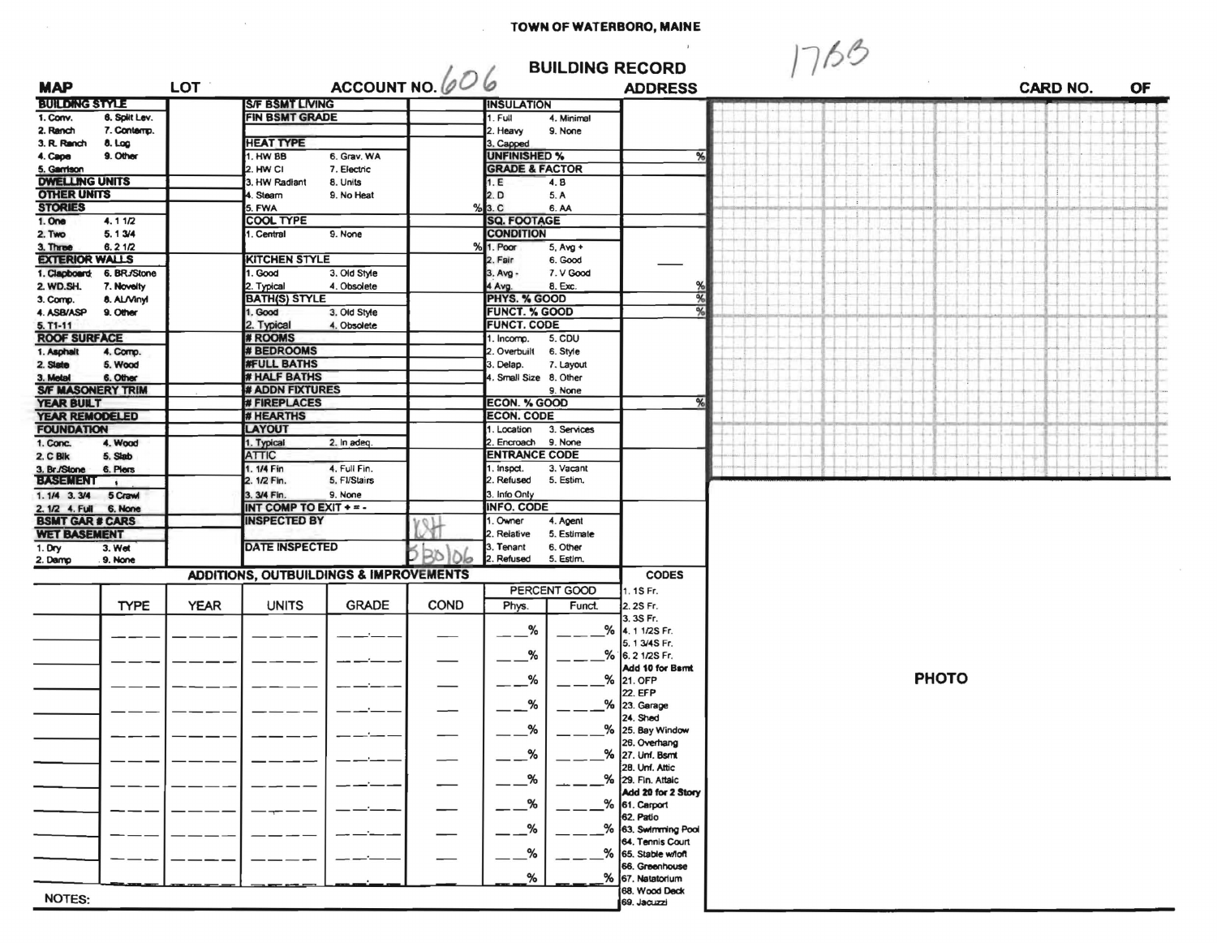TOWN OF WATERBORO, MAINE

# BUILDING RECORD

1763

MAP | LOT | ACCOUNT NO. 606 | ADDRESS | CARD NO. | OF

| | | | | | |
|---|---|---|---|---|---|
| **BUILDING STYLE** | | **S/F BSMT LIVING** | | **INSULATION** | |
| 1. Conv. 6. Split Lev. | | **FIN BSMT GRADE** | | 1. Full 4. Minimal | |
| 2. Ranch 7. Contemp. | | | | 2. Heavy 9. None | |
| 3. R. Ranch 8. Log | | **HEAT TYPE** | | 3. Capped | |
| 4. Cape 9. Other | | 1. HW BB 6. Grav. WA | | **UNFINISHED %** | % |
| 5. Garrison | | 2. HW CI 7. Electric | | **GRADE & FACTOR** | |
| **DWELLING UNITS** | | 3. HW Radiant 8. Units | | 1. E 4. B | |
| **OTHER UNITS** | | 4. Steam 9. No Heat | | 2. D 5. A | |
| **STORIES** | | 5. FWA | % | 3. C 6. AA | |
| 1. One 4. 1 1/2 | | **COOL TYPE** | | **SQ. FOOTAGE** | |
| 2. Two 5. 1 3/4 | | 1. Central 9. None | | **CONDITION** | |
| 3. Three 6. 2 1/2 | | | % | 1. Poor 5. Avg + | |
| **EXTERIOR WALLS** | | **KITCHEN STYLE** | | 2. Fair 6. Good | ___ |
| 1. Clapboard 6. BR./Stone | | 1. Good 3. Old Style | | 3. Avg - 7. V Good | |
| 2. WD.SH. 7. Novelty | | 2. Typical 4. Obsolete | | 4 Avg. 8. Exc. | % |
| 3. Comp. 8. AL/Vinyl | | **BATH(S) STYLE** | | **PHYS. % GOOD** | % |
| 4. ASB/ASP 9. Other | | 1. Good 3. Old Style | | **FUNCT. % GOOD** | % |
| 5. T1-11 | | 2. Typical 4. Obsolete | | **FUNCT. CODE** | |
| **ROOF SURFACE** | | **# ROOMS** | | 1. Incomp. 5. CDU | |
| 1. Asphalt 4. Comp. | | **# BEDROOMS** | | 2. Overbuilt 6. Style | |
| 2. Slate 5. Wood | | **#FULL BATHS** | | 3. Delap. 7. Layout | |
| 3. Metal 6. Other | | **# HALF BATHS** | | 4. Small Size 8. Other | |
| **S/F MASONERY TRIM** | | **# ADDN FIXTURES** | | 9. None | |
| **YEAR BUILT** | | **# FIREPLACES** | | **ECON. % GOOD** | % |
| **YEAR REMODELED** | | **# HEARTHS** | | **ECON. CODE** | |
| **FOUNDATION** | | **LAYOUT** | | 1. Location 3. Services | |
| 1. Conc. 4. Wood | | 1. Typical 2. In adeq. | | 2. Encroach 9. None | |
| 2. C Blk 5. Slab | | **ATTIC** | | **ENTRANCE CODE** | |
| 3. Br./Stone 6. Piers | | 1. 1/4 Fin 4. Full Fin. | | 1. Inspct. 3. Vacant | |
| **BASEMENT** | | 2. 1/2 Fin. 5. Fl/Stairs | | 2. Refused 5. Estim. | |
| 1. 1/4 3. 3/4 5 Crawl | | 3. 3/4 Fin. 9. None | | 3. Info Only | |
| 2. 1/2 4. Full 6. None | | **INT COMP TO EXIT + = -** | | **INFO. CODE** | |
| **BSMT GAR # CARS** | | **INSPECTED BY** | KH | 1. Owner 4. Agent | |
| **WET BASEMENT** | | | | 2. Relative 5. Estimate | |
| 1. Dry 3. Wet | | **DATE INSPECTED** | 5/30/06 | 3. Tenant 6. Other | |
| 2. Damp 9. None | | | | 2. Refused 5. Estim. | |

## ADDITIONS, OUTBUILDINGS & IMPROVEMENTS

| | TYPE | YEAR | UNITS | GRADE | COND | PERCENT GOOD Phys. | PERCENT GOOD Funct. |
|---|---|---|---|---|---|---|---|
| | | | | | | % | % |
| | | | | | | % | % |
| | | | | | | % | % |
| | | | | | | % | % |
| | | | | | | % | % |
| | | | | | | % | % |
| | | | | | | % | % |
| | | | | | | % | % |
| | | | | | | % | % |
| | | | | | | % | % |
| | | | | | | % | % |

NOTES:

**CODES**
1. 1S Fr.
2. 2S Fr.
3. 3S Fr.
4. 1 1/2S Fr.
5. 1 3/4S Fr.
6. 2 1/2S Fr.
**Add 10 for Bsmt**
21. OFP
22. EFP
23. Garage
24. Shed
25. Bay Window
26. Overhang
27. Unf. Bsmt
28. Unf. Attic
29. Fin. Attaic
**Add 20 for 2 Story**
61. Carport
62. Patio
63. Swimming Pool
64. Tennis Court
65. Stable w/loft
66. Greenhouse
67. Natatorium
68. Wood Deck
69. Jacuzzi

PHOTO